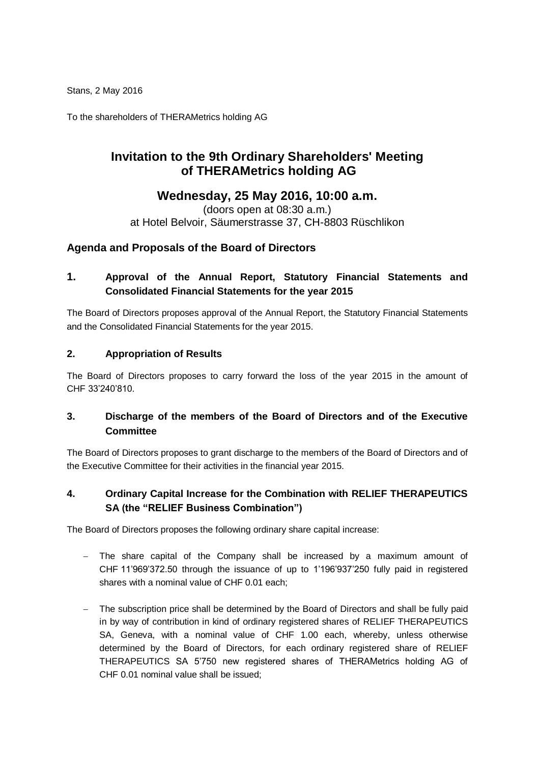Stans, 2 May 2016

To the shareholders of THERAMetrics holding AG

# Invitation to the 9th Ordinary Shareholders' Meeting of THERAMetrics holding AG

## Wednesday, 25 May 2016, 10:00 a.m.

(doors open at 08:30 a.m.)
at Hotel Belvoir, Säumerstrasse 37, CH-8803 Rüschlikon

### Agenda and Proposals of the Board of Directors

### 1. Approval of the Annual Report, Statutory Financial Statements and Consolidated Financial Statements for the year 2015

The Board of Directors proposes approval of the Annual Report, the Statutory Financial Statements and the Consolidated Financial Statements for the year 2015.

### 2. Appropriation of Results

The Board of Directors proposes to carry forward the loss of the year 2015 in the amount of CHF 33'240'810.

### 3. Discharge of the members of the Board of Directors and of the Executive Committee

The Board of Directors proposes to grant discharge to the members of the Board of Directors and of the Executive Committee for their activities in the financial year 2015.

### 4. Ordinary Capital Increase for the Combination with RELIEF THERAPEUTICS SA (the "RELIEF Business Combination")

The Board of Directors proposes the following ordinary share capital increase:

- The share capital of the Company shall be increased by a maximum amount of CHF 11'969'372.50 through the issuance of up to 1'196'937'250 fully paid in registered shares with a nominal value of CHF 0.01 each;
- The subscription price shall be determined by the Board of Directors and shall be fully paid in by way of contribution in kind of ordinary registered shares of RELIEF THERAPEUTICS SA, Geneva, with a nominal value of CHF 1.00 each, whereby, unless otherwise determined by the Board of Directors, for each ordinary registered share of RELIEF THERAPEUTICS SA 5'750 new registered shares of THERAMetrics holding AG of CHF 0.01 nominal value shall be issued;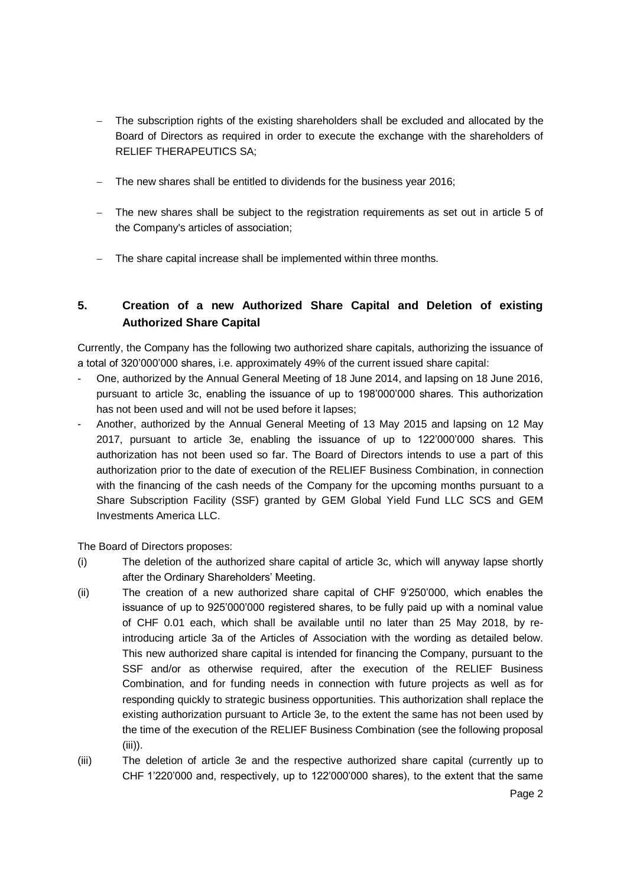- The subscription rights of the existing shareholders shall be excluded and allocated by the Board of Directors as required in order to execute the exchange with the shareholders of RELIEF THERAPEUTICS SA;
- The new shares shall be entitled to dividends for the business year 2016;
- The new shares shall be subject to the registration requirements as set out in article 5 of the Company's articles of association;
- The share capital increase shall be implemented within three months.

## 5. Creation of a new Authorized Share Capital and Deletion of existing Authorized Share Capital

Currently, the Company has the following two authorized share capitals, authorizing the issuance of a total of 320'000'000 shares, i.e. approximately 49% of the current issued share capital:

- One, authorized by the Annual General Meeting of 18 June 2014, and lapsing on 18 June 2016, pursuant to article 3c, enabling the issuance of up to 198'000'000 shares. This authorization has not been used and will not be used before it lapses;
- Another, authorized by the Annual General Meeting of 13 May 2015 and lapsing on 12 May 2017, pursuant to article 3e, enabling the issuance of up to 122'000'000 shares. This authorization has not been used so far. The Board of Directors intends to use a part of this authorization prior to the date of execution of the RELIEF Business Combination, in connection with the financing of the cash needs of the Company for the upcoming months pursuant to a Share Subscription Facility (SSF) granted by GEM Global Yield Fund LLC SCS and GEM Investments America LLC.

The Board of Directors proposes:

(i) The deletion of the authorized share capital of article 3c, which will anyway lapse shortly after the Ordinary Shareholders' Meeting.

(ii) The creation of a new authorized share capital of CHF 9'250'000, which enables the issuance of up to 925'000'000 registered shares, to be fully paid up with a nominal value of CHF 0.01 each, which shall be available until no later than 25 May 2018, by re-introducing article 3a of the Articles of Association with the wording as detailed below. This new authorized share capital is intended for financing the Company, pursuant to the SSF and/or as otherwise required, after the execution of the RELIEF Business Combination, and for funding needs in connection with future projects as well as for responding quickly to strategic business opportunities. This authorization shall replace the existing authorization pursuant to Article 3e, to the extent the same has not been used by the time of the execution of the RELIEF Business Combination (see the following proposal (iii)).

(iii) The deletion of article 3e and the respective authorized share capital (currently up to CHF 1'220'000 and, respectively, up to 122'000'000 shares), to the extent that the same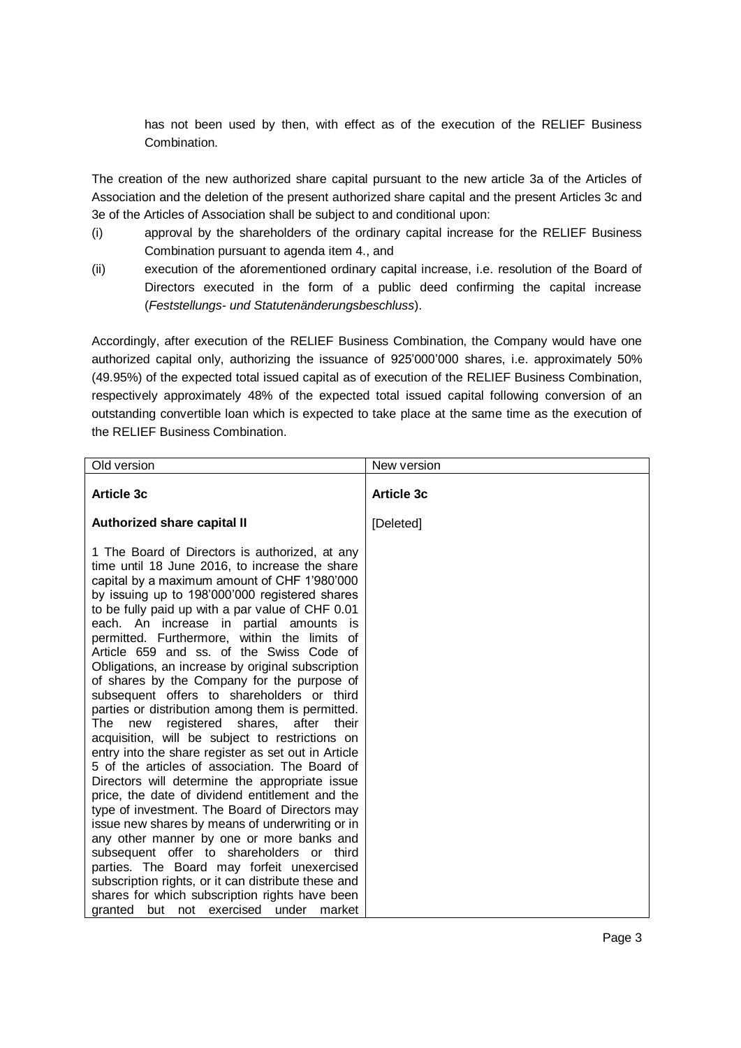has not been used by then, with effect as of the execution of the RELIEF Business Combination.

The creation of the new authorized share capital pursuant to the new article 3a of the Articles of Association and the deletion of the present authorized share capital and the present Articles 3c and 3e of the Articles of Association shall be subject to and conditional upon:

(i) approval by the shareholders of the ordinary capital increase for the RELIEF Business Combination pursuant to agenda item 4., and

(ii) execution of the aforementioned ordinary capital increase, i.e. resolution of the Board of Directors executed in the form of a public deed confirming the capital increase (*Feststellungs- und Statutenänderungsbeschluss*).

Accordingly, after execution of the RELIEF Business Combination, the Company would have one authorized capital only, authorizing the issuance of 925'000'000 shares, i.e. approximately 50% (49.95%) of the expected total issued capital as of execution of the RELIEF Business Combination, respectively approximately 48% of the expected total issued capital following conversion of an outstanding convertible loan which is expected to take place at the same time as the execution of the RELIEF Business Combination.

| Old version | New version |
| --- | --- |
| **Article 3c**<br><br>**Authorized share capital II**<br><br>1 The Board of Directors is authorized, at any time until 18 June 2016, to increase the share capital by a maximum amount of CHF 1'980'000 by issuing up to 198'000'000 registered shares to be fully paid up with a par value of CHF 0.01 each. An increase in partial amounts is permitted. Furthermore, within the limits of Article 659 and ss. of the Swiss Code of Obligations, an increase by original subscription of shares by the Company for the purpose of subsequent offers to shareholders or third parties or distribution among them is permitted. The new registered shares, after their acquisition, will be subject to restrictions on entry into the share register as set out in Article 5 of the articles of association. The Board of Directors will determine the appropriate issue price, the date of dividend entitlement and the type of investment. The Board of Directors may issue new shares by means of underwriting or in any other manner by one or more banks and subsequent offer to shareholders or third parties. The Board may forfeit unexercised subscription rights, or it can distribute these and shares for which subscription rights have been granted but not exercised under market | **Article 3c**<br><br>[Deleted] |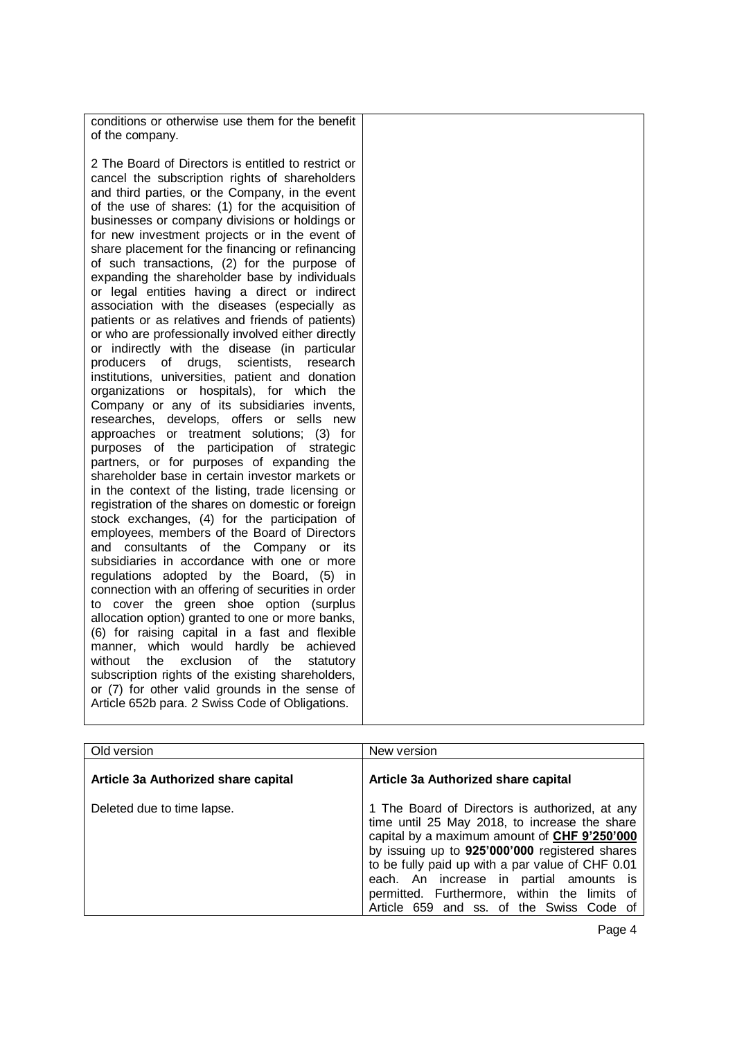| | |
|---|---|
| conditions or otherwise use them for the benefit of the company.<br><br>2 The Board of Directors is entitled to restrict or cancel the subscription rights of shareholders and third parties, or the Company, in the event of the use of shares: (1) for the acquisition of businesses or company divisions or holdings or for new investment projects or in the event of share placement for the financing or refinancing of such transactions, (2) for the purpose of expanding the shareholder base by individuals or legal entities having a direct or indirect association with the diseases (especially as patients or as relatives and friends of patients) or who are professionally involved either directly or indirectly with the disease (in particular producers of drugs, scientists, research institutions, universities, patient and donation organizations or hospitals), for which the Company or any of its subsidiaries invents, researches, develops, offers or sells new approaches or treatment solutions; (3) for purposes of the participation of strategic partners, or for purposes of expanding the shareholder base in certain investor markets or in the context of the listing, trade licensing or registration of the shares on domestic or foreign stock exchanges, (4) for the participation of employees, members of the Board of Directors and consultants of the Company or its subsidiaries in accordance with one or more regulations adopted by the Board, (5) in connection with an offering of securities in order to cover the green shoe option (surplus allocation option) granted to one or more banks, (6) for raising capital in a fast and flexible manner, which would hardly be achieved without the exclusion of the statutory subscription rights of the existing shareholders, or (7) for other valid grounds in the sense of Article 652b para. 2 Swiss Code of Obligations. | |

| Old version | New version |
|---|---|
| **Article 3a Authorized share capital** | **Article 3a Authorized share capital** |
| Deleted due to time lapse. | 1 The Board of Directors is authorized, at any time until 25 May 2018, to increase the share capital by a maximum amount of **CHF 9'250'000** by issuing up to **925'000'000** registered shares to be fully paid up with a par value of CHF 0.01 each. An increase in partial amounts is permitted. Furthermore, within the limits of Article 659 and ss. of the Swiss Code of |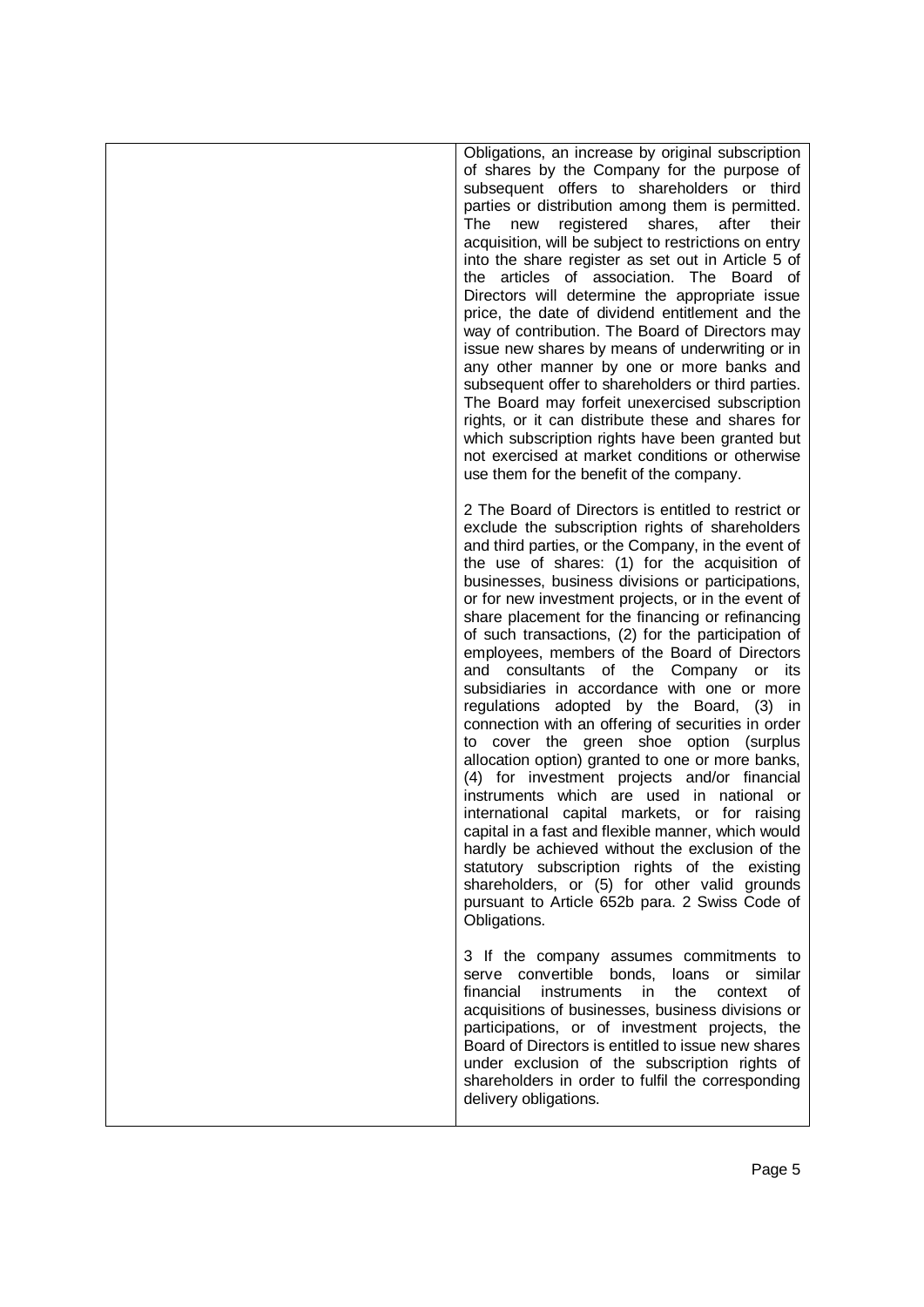| | |
|---|---|
| | Obligations, an increase by original subscription of shares by the Company for the purpose of subsequent offers to shareholders or third parties or distribution among them is permitted. The new registered shares, after their acquisition, will be subject to restrictions on entry into the share register as set out in Article 5 of the articles of association. The Board of Directors will determine the appropriate issue price, the date of dividend entitlement and the way of contribution. The Board of Directors may issue new shares by means of underwriting or in any other manner by one or more banks and subsequent offer to shareholders or third parties. The Board may forfeit unexercised subscription rights, or it can distribute these and shares for which subscription rights have been granted but not exercised at market conditions or otherwise use them for the benefit of the company.<br><br>2 The Board of Directors is entitled to restrict or exclude the subscription rights of shareholders and third parties, or the Company, in the event of the use of shares: (1) for the acquisition of businesses, business divisions or participations, or for new investment projects, or in the event of share placement for the financing or refinancing of such transactions, (2) for the participation of employees, members of the Board of Directors and consultants of the Company or its subsidiaries in accordance with one or more regulations adopted by the Board, (3) in connection with an offering of securities in order to cover the green shoe option (surplus allocation option) granted to one or more banks, (4) for investment projects and/or financial instruments which are used in national or international capital markets, or for raising capital in a fast and flexible manner, which would hardly be achieved without the exclusion of the statutory subscription rights of the existing shareholders, or (5) for other valid grounds pursuant to Article 652b para. 2 Swiss Code of Obligations.<br><br>3 If the company assumes commitments to serve convertible bonds, loans or similar financial instruments in the context of acquisitions of businesses, business divisions or participations, or of investment projects, the Board of Directors is entitled to issue new shares under exclusion of the subscription rights of shareholders in order to fulfil the corresponding delivery obligations. |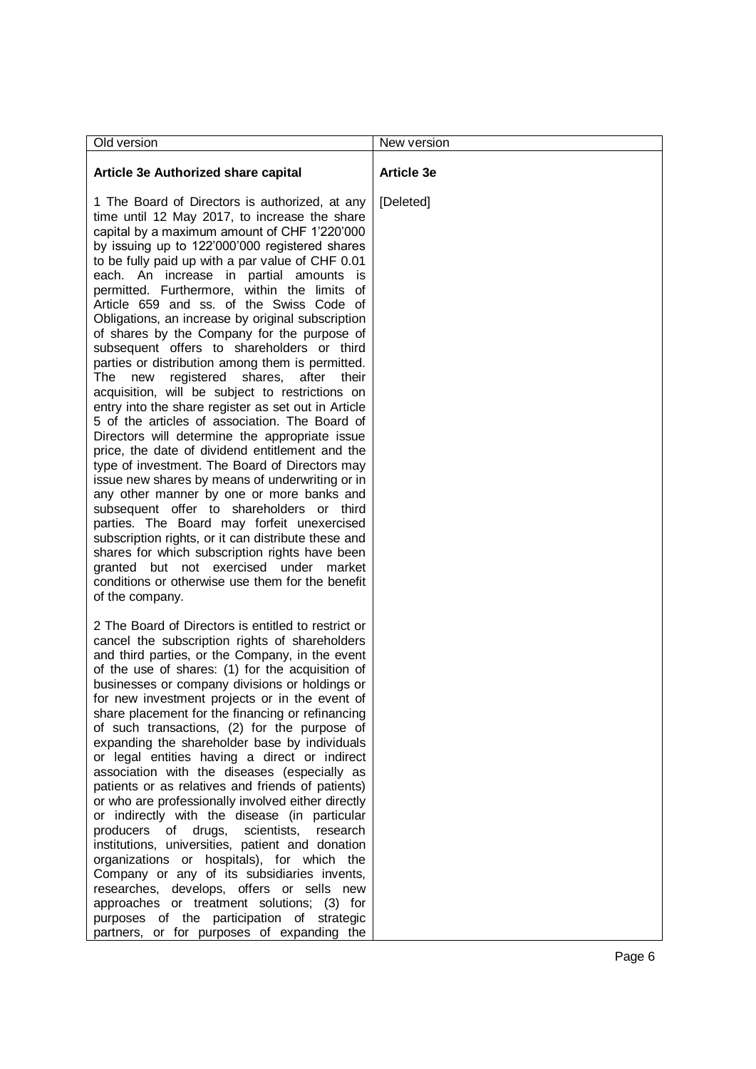| Old version | New version |
| --- | --- |
| **Article 3e Authorized share capital**<br><br>1 The Board of Directors is authorized, at any time until 12 May 2017, to increase the share capital by a maximum amount of CHF 1'220'000 by issuing up to 122'000'000 registered shares to be fully paid up with a par value of CHF 0.01 each. An increase in partial amounts is permitted. Furthermore, within the limits of Article 659 and ss. of the Swiss Code of Obligations, an increase by original subscription of shares by the Company for the purpose of subsequent offers to shareholders or third parties or distribution among them is permitted. The new registered shares, after their acquisition, will be subject to restrictions on entry into the share register as set out in Article 5 of the articles of association. The Board of Directors will determine the appropriate issue price, the date of dividend entitlement and the type of investment. The Board of Directors may issue new shares by means of underwriting or in any other manner by one or more banks and subsequent offer to shareholders or third parties. The Board may forfeit unexercised subscription rights, or it can distribute these and shares for which subscription rights have been granted but not exercised under market conditions or otherwise use them for the benefit of the company.<br><br>2 The Board of Directors is entitled to restrict or cancel the subscription rights of shareholders and third parties, or the Company, in the event of the use of shares: (1) for the acquisition of businesses or company divisions or holdings or for new investment projects or in the event of share placement for the financing or refinancing of such transactions, (2) for the purpose of expanding the shareholder base by individuals or legal entities having a direct or indirect association with the diseases (especially as patients or as relatives and friends of patients) or who are professionally involved either directly or indirectly with the disease (in particular producers of drugs, scientists, research institutions, universities, patient and donation organizations or hospitals), for which the Company or any of its subsidiaries invents, researches, develops, offers or sells new approaches or treatment solutions; (3) for purposes of the participation of strategic partners, or for purposes of expanding the | **Article 3e**<br><br>[Deleted] |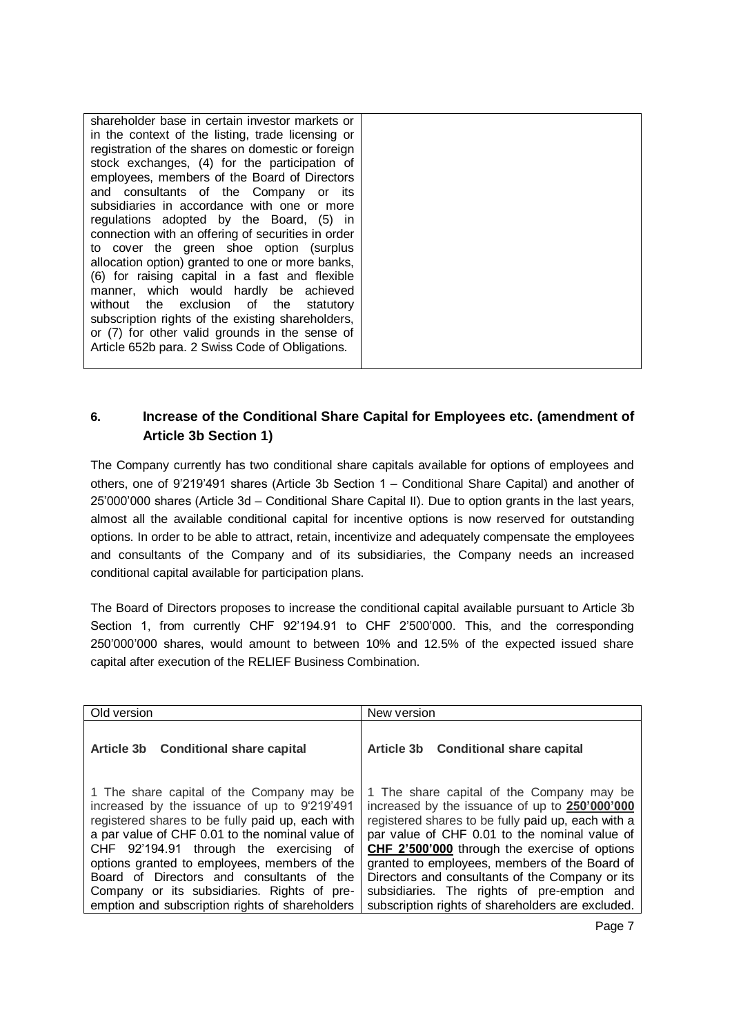| | |
|---|---|
| shareholder base in certain investor markets or in the context of the listing, trade licensing or registration of the shares on domestic or foreign stock exchanges, (4) for the participation of employees, members of the Board of Directors and consultants of the Company or its subsidiaries in accordance with one or more regulations adopted by the Board, (5) in connection with an offering of securities in order to cover the green shoe option (surplus allocation option) granted to one or more banks, (6) for raising capital in a fast and flexible manner, which would hardly be achieved without the exclusion of the statutory subscription rights of the existing shareholders, or (7) for other valid grounds in the sense of Article 652b para. 2 Swiss Code of Obligations. | |

## 6. Increase of the Conditional Share Capital for Employees etc. (amendment of Article 3b Section 1)

The Company currently has two conditional share capitals available for options of employees and others, one of 9'219'491 shares (Article 3b Section 1 – Conditional Share Capital) and another of 25'000'000 shares (Article 3d – Conditional Share Capital II). Due to option grants in the last years, almost all the available conditional capital for incentive options is now reserved for outstanding options. In order to be able to attract, retain, incentivize and adequately compensate the employees and consultants of the Company and of its subsidiaries, the Company needs an increased conditional capital available for participation plans.

The Board of Directors proposes to increase the conditional capital available pursuant to Article 3b Section 1, from currently CHF 92'194.91 to CHF 2'500'000. This, and the corresponding 250'000'000 shares, would amount to between 10% and 12.5% of the expected issued share capital after execution of the RELIEF Business Combination.

| Old version | New version |
|---|---|
| **Article 3b Conditional share capital** | **Article 3b Conditional share capital** |
| 1 The share capital of the Company may be increased by the issuance of up to 9'219'491 registered shares to be fully paid up, each with a par value of CHF 0.01 to the nominal value of CHF 92'194.91 through the exercising of options granted to employees, members of the Board of Directors and consultants of the Company or its subsidiaries. Rights of pre-emption and subscription rights of shareholders | 1 The share capital of the Company may be increased by the issuance of up to **250'000'000** registered shares to be fully paid up, each with a par value of CHF 0.01 to the nominal value of **CHF 2'500'000** through the exercise of options granted to employees, members of the Board of Directors and consultants of the Company or its subsidiaries. The rights of pre-emption and subscription rights of shareholders are excluded. |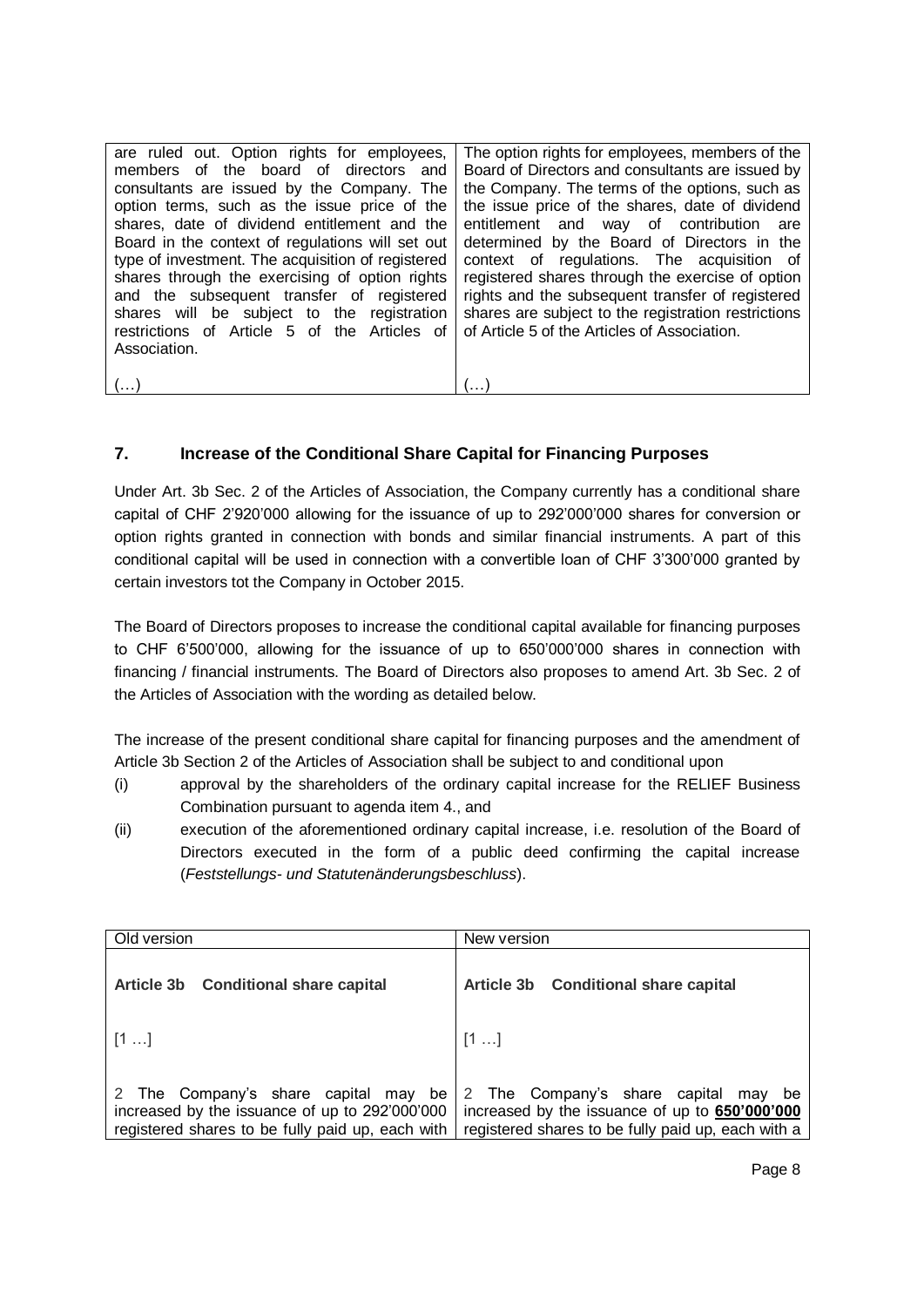| | |
|---|---|
| are ruled out. Option rights for employees, members of the board of directors and consultants are issued by the Company. The option terms, such as the issue price of the shares, date of dividend entitlement and the Board in the context of regulations will set out type of investment. The acquisition of registered shares through the exercising of option rights and the subsequent transfer of registered shares will be subject to the registration restrictions of Article 5 of the Articles of Association.<br><br>(…) | The option rights for employees, members of the Board of Directors and consultants are issued by the Company. The terms of the options, such as the issue price of the shares, date of dividend entitlement and way of contribution are determined by the Board of Directors in the context of regulations. The acquisition of registered shares through the exercise of option rights and the subsequent transfer of registered shares are subject to the registration restrictions of Article 5 of the Articles of Association.<br><br>(…) |

## 7. Increase of the Conditional Share Capital for Financing Purposes

Under Art. 3b Sec. 2 of the Articles of Association, the Company currently has a conditional share capital of CHF 2'920'000 allowing for the issuance of up to 292'000'000 shares for conversion or option rights granted in connection with bonds and similar financial instruments. A part of this conditional capital will be used in connection with a convertible loan of CHF 3'300'000 granted by certain investors tot the Company in October 2015.

The Board of Directors proposes to increase the conditional capital available for financing purposes to CHF 6'500'000, allowing for the issuance of up to 650'000'000 shares in connection with financing / financial instruments. The Board of Directors also proposes to amend Art. 3b Sec. 2 of the Articles of Association with the wording as detailed below.

The increase of the present conditional share capital for financing purposes and the amendment of Article 3b Section 2 of the Articles of Association shall be subject to and conditional upon

(i) approval by the shareholders of the ordinary capital increase for the RELIEF Business Combination pursuant to agenda item 4., and

(ii) execution of the aforementioned ordinary capital increase, i.e. resolution of the Board of Directors executed in the form of a public deed confirming the capital increase (*Feststellungs- und Statutenänderungsbeschluss*).

| Old version | New version |
|---|---|
| **Article 3b Conditional share capital**<br><br>[1 …]<br><br>2 The Company's share capital may be increased by the issuance of up to 292'000'000 registered shares to be fully paid up, each with | **Article 3b Conditional share capital**<br><br>[1 …]<br><br>2 The Company's share capital may be increased by the issuance of up to **650'000'000** registered shares to be fully paid up, each with a |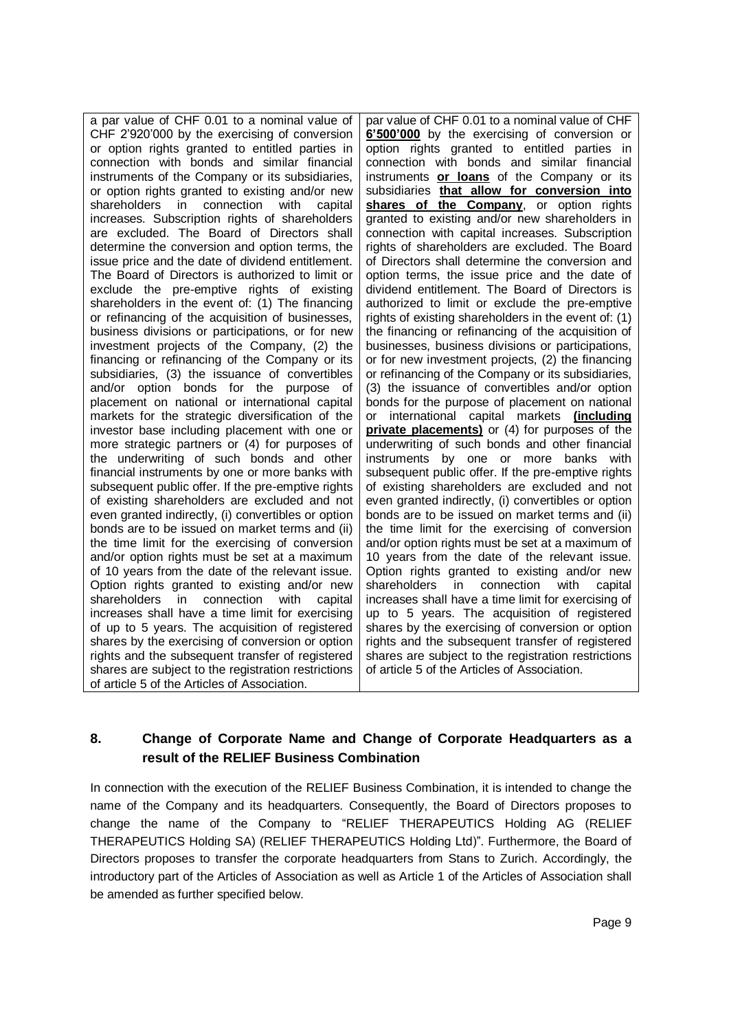| | |
|---|---|
| a par value of CHF 0.01 to a nominal value of CHF 2'920'000 by the exercising of conversion or option rights granted to entitled parties in connection with bonds and similar financial instruments of the Company or its subsidiaries, or option rights granted to existing and/or new shareholders in connection with capital increases. Subscription rights of shareholders are excluded. The Board of Directors shall determine the conversion and option terms, the issue price and the date of dividend entitlement. The Board of Directors is authorized to limit or exclude the pre-emptive rights of existing shareholders in the event of: (1) The financing or refinancing of the acquisition of businesses, business divisions or participations, or for new investment projects of the Company, (2) the financing or refinancing of the Company or its subsidiaries, (3) the issuance of convertibles and/or option bonds for the purpose of placement on national or international capital markets for the strategic diversification of the investor base including placement with one or more strategic partners or (4) for purposes of the underwriting of such bonds and other financial instruments by one or more banks with subsequent public offer. If the pre-emptive rights of existing shareholders are excluded and not even granted indirectly, (i) convertibles or option bonds are to be issued on market terms and (ii) the time limit for the exercising of conversion and/or option rights must be set at a maximum of 10 years from the date of the relevant issue. Option rights granted to existing and/or new shareholders in connection with capital increases shall have a time limit for exercising of up to 5 years. The acquisition of registered shares by the exercising of conversion or option rights and the subsequent transfer of registered shares are subject to the registration restrictions of article 5 of the Articles of Association. | par value of CHF 0.01 to a nominal value of CHF **6'500'000** by the exercising of conversion or option rights granted to entitled parties in connection with bonds and similar financial instruments **or loans** of the Company or its subsidiaries **that allow for conversion into shares of the Company**, or option rights granted to existing and/or new shareholders in connection with capital increases. Subscription rights of shareholders are excluded. The Board of Directors shall determine the conversion and option terms, the issue price and the date of dividend entitlement. The Board of Directors is authorized to limit or exclude the pre-emptive rights of existing shareholders in the event of: (1) the financing or refinancing of the acquisition of businesses, business divisions or participations, or for new investment projects, (2) the financing or refinancing of the Company or its subsidiaries, (3) the issuance of convertibles and/or option bonds for the purpose of placement on national or international capital markets **(including private placements)** or (4) for purposes of the underwriting of such bonds and other financial instruments by one or more banks with subsequent public offer. If the pre-emptive rights of existing shareholders are excluded and not even granted indirectly, (i) convertibles or option bonds are to be issued on market terms and (ii) the time limit for the exercising of conversion and/or option rights must be set at a maximum of 10 years from the date of the relevant issue. Option rights granted to existing and/or new shareholders in connection with capital increases shall have a time limit for exercising of up to 5 years. The acquisition of registered shares by the exercising of conversion or option rights and the subsequent transfer of registered shares are subject to the registration restrictions of article 5 of the Articles of Association. |

## 8. Change of Corporate Name and Change of Corporate Headquarters as a result of the RELIEF Business Combination

In connection with the execution of the RELIEF Business Combination, it is intended to change the name of the Company and its headquarters. Consequently, the Board of Directors proposes to change the name of the Company to "RELIEF THERAPEUTICS Holding AG (RELIEF THERAPEUTICS Holding SA) (RELIEF THERAPEUTICS Holding Ltd)". Furthermore, the Board of Directors proposes to transfer the corporate headquarters from Stans to Zurich. Accordingly, the introductory part of the Articles of Association as well as Article 1 of the Articles of Association shall be amended as further specified below.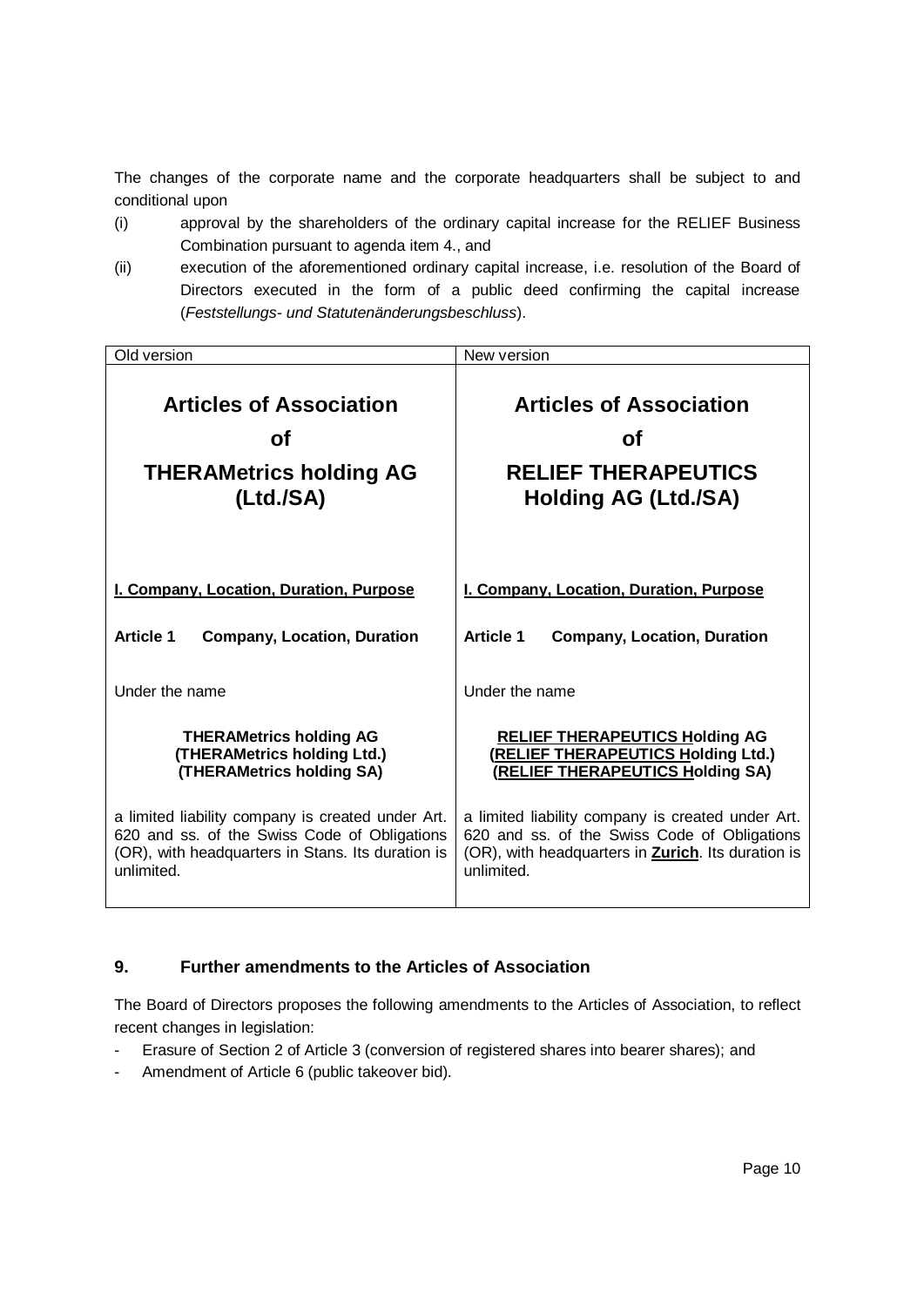The changes of the corporate name and the corporate headquarters shall be subject to and conditional upon

(i) approval by the shareholders of the ordinary capital increase for the RELIEF Business Combination pursuant to agenda item 4., and

(ii) execution of the aforementioned ordinary capital increase, i.e. resolution of the Board of Directors executed in the form of a public deed confirming the capital increase (*Feststellungs- und Statutenänderungsbeschluss*).

| Old version | New version |
| --- | --- |
| **Articles of Association of THERAMetrics holding AG (Ltd./SA)** | **Articles of Association of RELIEF THERAPEUTICS Holding AG (Ltd./SA)** |
| **I. Company, Location, Duration, Purpose** | **I. Company, Location, Duration, Purpose** |
| **Article 1 Company, Location, Duration** | **Article 1 Company, Location, Duration** |
| Under the name | Under the name |
| **THERAMetrics holding AG (THERAMetrics holding Ltd.) (THERAMetrics holding SA)** | **RELIEF THERAPEUTICS Holding AG (RELIEF THERAPEUTICS Holding Ltd.) (RELIEF THERAPEUTICS Holding SA)** |
| a limited liability company is created under Art. 620 and ss. of the Swiss Code of Obligations (OR), with headquarters in Stans. Its duration is unlimited. | a limited liability company is created under Art. 620 and ss. of the Swiss Code of Obligations (OR), with headquarters in **Zurich**. Its duration is unlimited. |

## 9. Further amendments to the Articles of Association

The Board of Directors proposes the following amendments to the Articles of Association, to reflect recent changes in legislation:

- Erasure of Section 2 of Article 3 (conversion of registered shares into bearer shares); and
- Amendment of Article 6 (public takeover bid).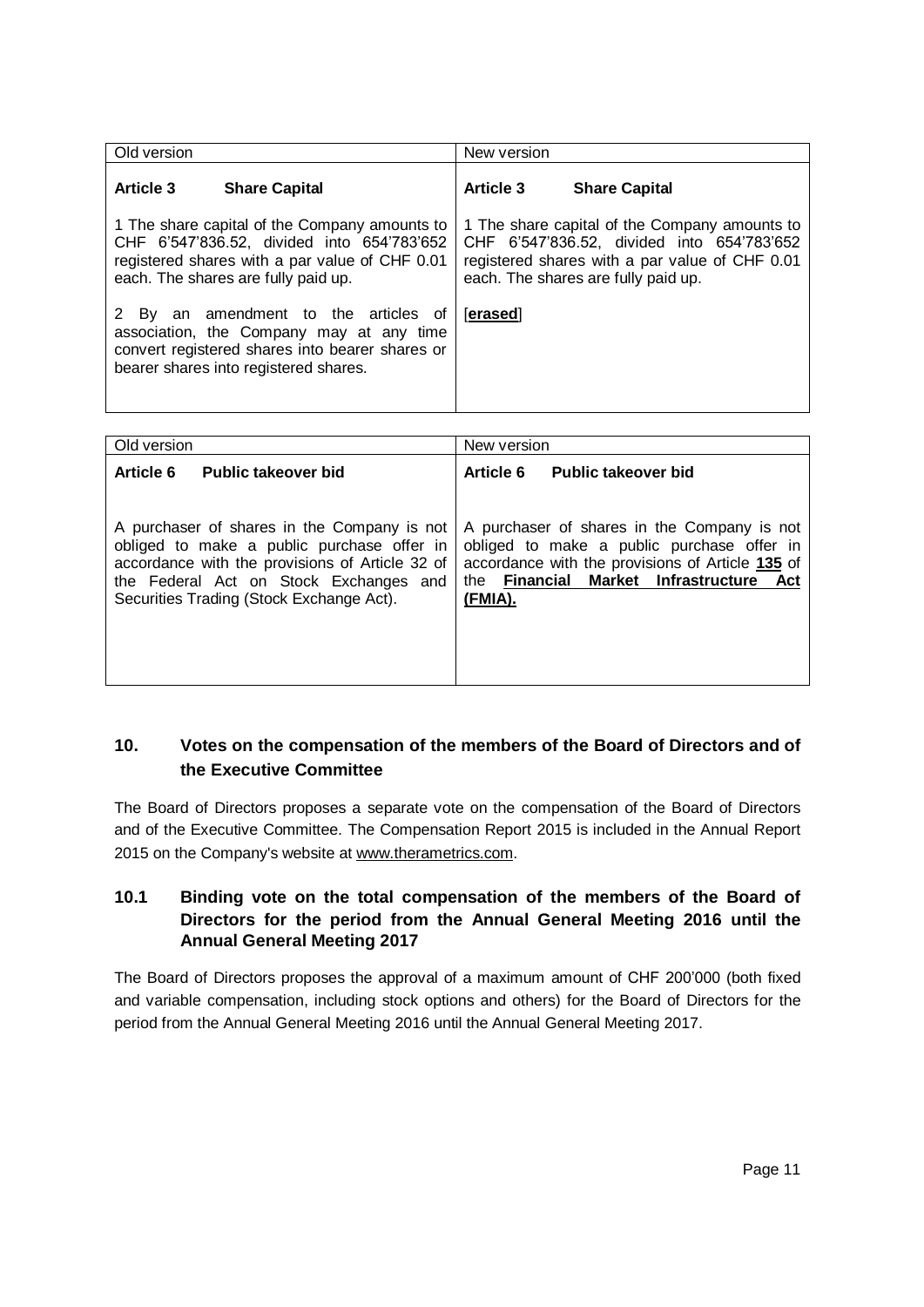| Old version | New version |
| --- | --- |
| **Article 3 Share Capital** | **Article 3 Share Capital** |
| 1 The share capital of the Company amounts to CHF 6'547'836.52, divided into 654'783'652 registered shares with a par value of CHF 0.01 each. The shares are fully paid up. | 1 The share capital of the Company amounts to CHF 6'547'836.52, divided into 654'783'652 registered shares with a par value of CHF 0.01 each. The shares are fully paid up. |
| 2 By an amendment to the articles of association, the Company may at any time convert registered shares into bearer shares or bearer shares into registered shares. | [**erased**] |

| Old version | New version |
| --- | --- |
| **Article 6 Public takeover bid** | **Article 6 Public takeover bid** |
| A purchaser of shares in the Company is not obliged to make a public purchase offer in accordance with the provisions of Article 32 of the Federal Act on Stock Exchanges and Securities Trading (Stock Exchange Act). | A purchaser of shares in the Company is not obliged to make a public purchase offer in accordance with the provisions of Article **135** of the **Financial Market Infrastructure Act (FMIA).** |

## 10. Votes on the compensation of the members of the Board of Directors and of the Executive Committee

The Board of Directors proposes a separate vote on the compensation of the Board of Directors and of the Executive Committee. The Compensation Report 2015 is included in the Annual Report 2015 on the Company's website at www.therametrics.com.

### 10.1 Binding vote on the total compensation of the members of the Board of Directors for the period from the Annual General Meeting 2016 until the Annual General Meeting 2017

The Board of Directors proposes the approval of a maximum amount of CHF 200'000 (both fixed and variable compensation, including stock options and others) for the Board of Directors for the period from the Annual General Meeting 2016 until the Annual General Meeting 2017.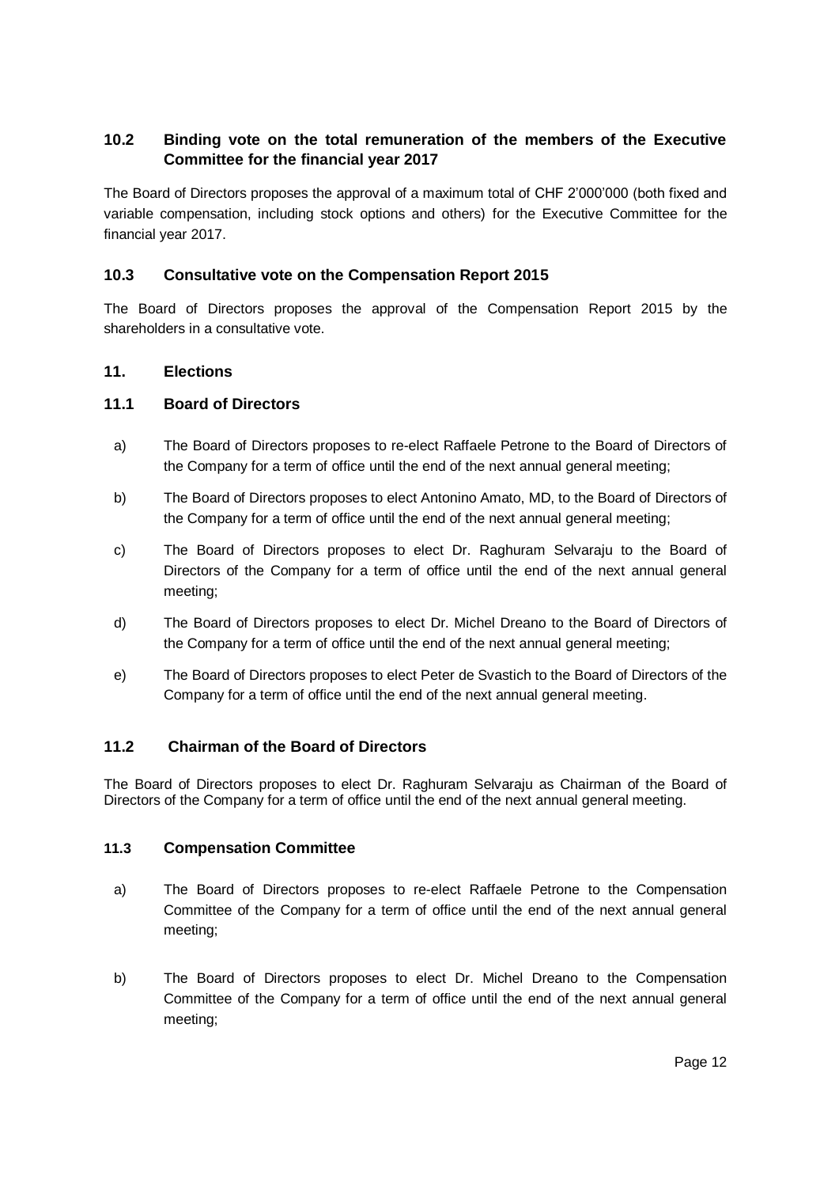### 10.2 Binding vote on the total remuneration of the members of the Executive Committee for the financial year 2017

The Board of Directors proposes the approval of a maximum total of CHF 2'000'000 (both fixed and variable compensation, including stock options and others) for the Executive Committee for the financial year 2017.

### 10.3 Consultative vote on the Compensation Report 2015

The Board of Directors proposes the approval of the Compensation Report 2015 by the shareholders in a consultative vote.

## 11. Elections

### 11.1 Board of Directors

a) The Board of Directors proposes to re-elect Raffaele Petrone to the Board of Directors of the Company for a term of office until the end of the next annual general meeting;

b) The Board of Directors proposes to elect Antonino Amato, MD, to the Board of Directors of the Company for a term of office until the end of the next annual general meeting;

c) The Board of Directors proposes to elect Dr. Raghuram Selvaraju to the Board of Directors of the Company for a term of office until the end of the next annual general meeting;

d) The Board of Directors proposes to elect Dr. Michel Dreano to the Board of Directors of the Company for a term of office until the end of the next annual general meeting;

e) The Board of Directors proposes to elect Peter de Svastich to the Board of Directors of the Company for a term of office until the end of the next annual general meeting.

### 11.2 Chairman of the Board of Directors

The Board of Directors proposes to elect Dr. Raghuram Selvaraju as Chairman of the Board of Directors of the Company for a term of office until the end of the next annual general meeting.

### 11.3 Compensation Committee

a) The Board of Directors proposes to re-elect Raffaele Petrone to the Compensation Committee of the Company for a term of office until the end of the next annual general meeting;

b) The Board of Directors proposes to elect Dr. Michel Dreano to the Compensation Committee of the Company for a term of office until the end of the next annual general meeting;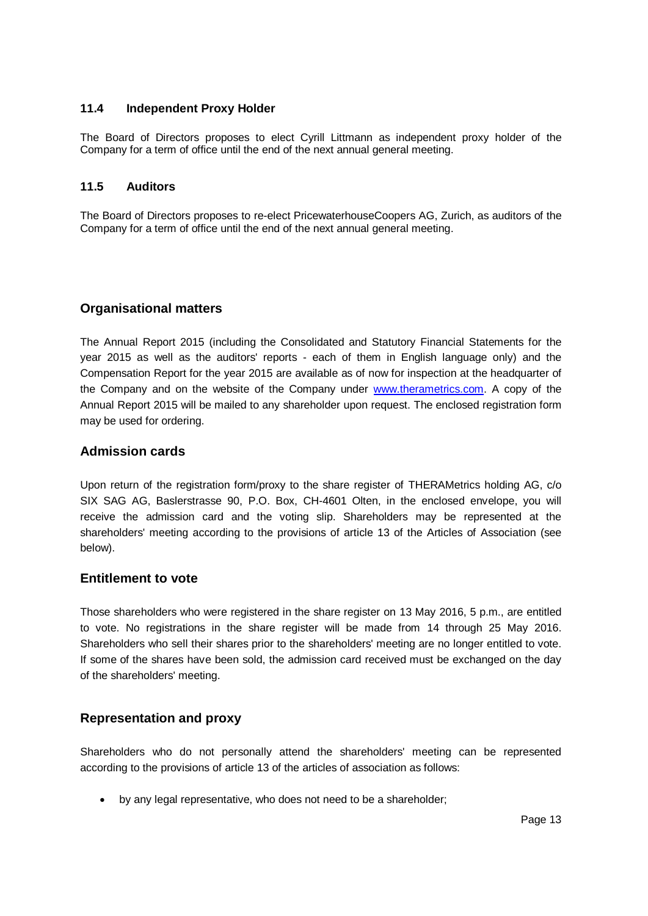### 11.4 Independent Proxy Holder

The Board of Directors proposes to elect Cyrill Littmann as independent proxy holder of the Company for a term of office until the end of the next annual general meeting.

### 11.5 Auditors

The Board of Directors proposes to re-elect PricewaterhouseCoopers AG, Zurich, as auditors of the Company for a term of office until the end of the next annual general meeting.

## Organisational matters

The Annual Report 2015 (including the Consolidated and Statutory Financial Statements for the year 2015 as well as the auditors' reports - each of them in English language only) and the Compensation Report for the year 2015 are available as of now for inspection at the headquarter of the Company and on the website of the Company under [www.therametrics.com](http://www.therametrics.com). A copy of the Annual Report 2015 will be mailed to any shareholder upon request. The enclosed registration form may be used for ordering.

## Admission cards

Upon return of the registration form/proxy to the share register of THERAMetrics holding AG, c/o SIX SAG AG, Baslerstrasse 90, P.O. Box, CH-4601 Olten, in the enclosed envelope, you will receive the admission card and the voting slip. Shareholders may be represented at the shareholders' meeting according to the provisions of article 13 of the Articles of Association (see below).

## Entitlement to vote

Those shareholders who were registered in the share register on 13 May 2016, 5 p.m., are entitled to vote. No registrations in the share register will be made from 14 through 25 May 2016. Shareholders who sell their shares prior to the shareholders' meeting are no longer entitled to vote. If some of the shares have been sold, the admission card received must be exchanged on the day of the shareholders' meeting.

## Representation and proxy

Shareholders who do not personally attend the shareholders' meeting can be represented according to the provisions of article 13 of the articles of association as follows:

- by any legal representative, who does not need to be a shareholder;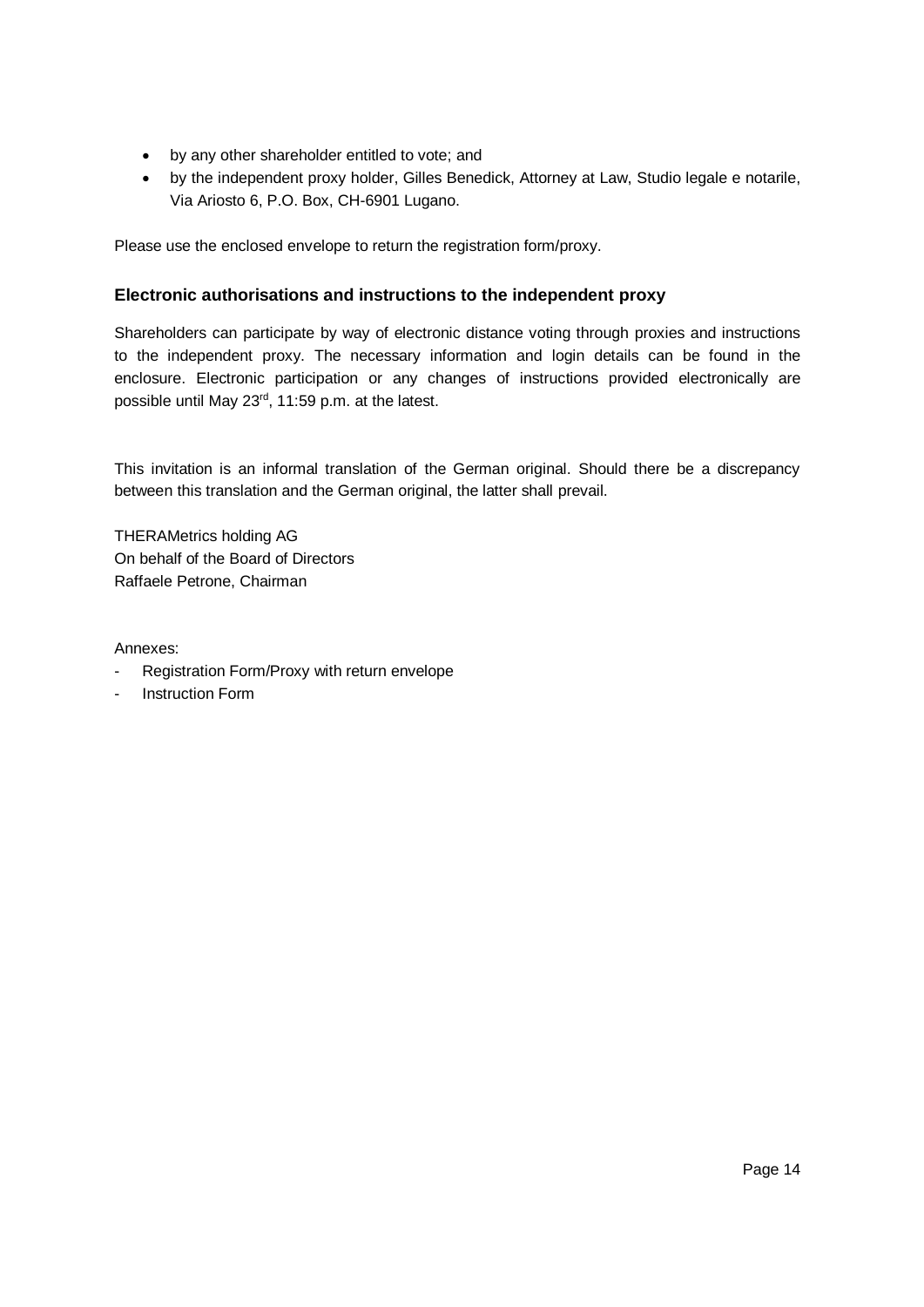- by any other shareholder entitled to vote; and
- by the independent proxy holder, Gilles Benedick, Attorney at Law, Studio legale e notarile, Via Ariosto 6, P.O. Box, CH-6901 Lugano.

Please use the enclosed envelope to return the registration form/proxy.

### Electronic authorisations and instructions to the independent proxy

Shareholders can participate by way of electronic distance voting through proxies and instructions to the independent proxy. The necessary information and login details can be found in the enclosure. Electronic participation or any changes of instructions provided electronically are possible until May 23rd, 11:59 p.m. at the latest.

This invitation is an informal translation of the German original. Should there be a discrepancy between this translation and the German original, the latter shall prevail.

THERAMetrics holding AG
On behalf of the Board of Directors
Raffaele Petrone, Chairman

Annexes:

- Registration Form/Proxy with return envelope
- Instruction Form